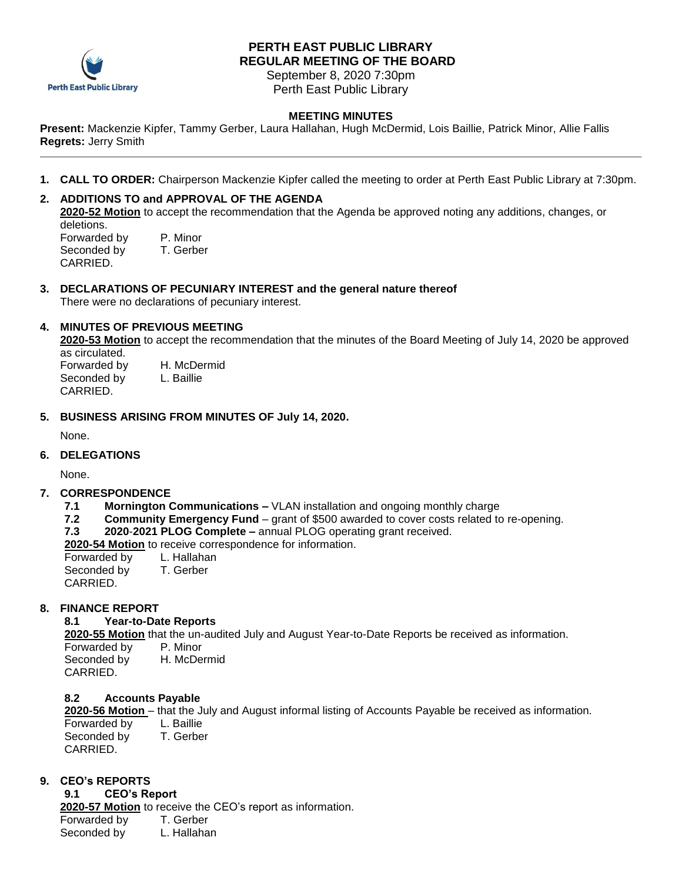# PERTH EAST PUBLIC LIBRARY
## REGULAR MEETING OF THE BOARD

September 8, 2020 7:30pm
Perth East Public Library

### MEETING MINUTES

**Present:** Mackenzie Kipfer, Tammy Gerber, Laura Hallahan, Hugh McDermid, Lois Baillie, Patrick Minor, Allie Fallis
**Regrets:** Jerry Smith

---

1. **CALL TO ORDER:** Chairperson Mackenzie Kipfer called the meeting to order at Perth East Public Library at 7:30pm.

2. **ADDITIONS TO and APPROVAL OF THE AGENDA**
   **2020-52 Motion** to accept the recommendation that the Agenda be approved noting any additions, changes, or deletions.
   Forwarded by P. Minor
   Seconded by T. Gerber
   CARRIED.

3. **DECLARATIONS OF PECUNIARY INTEREST and the general nature thereof**
   There were no declarations of pecuniary interest.

4. **MINUTES OF PREVIOUS MEETING**
   **2020-53 Motion** to accept the recommendation that the minutes of the Board Meeting of July 14, 2020 be approved as circulated.
   Forwarded by H. McDermid
   Seconded by L. Baillie
   CARRIED.

5. **BUSINESS ARISING FROM MINUTES OF July 14, 2020.**

   None.

6. **DELEGATIONS**

   None.

7. **CORRESPONDENCE**
   - **7.1 Mornington Communications –** VLAN installation and ongoing monthly charge
   - **7.2 Community Emergency Fund** – grant of $500 awarded to cover costs related to re-opening.
   - **7.3 2020-2021 PLOG Complete –** annual PLOG operating grant received.

   **2020-54 Motion** to receive correspondence for information.
   Forwarded by L. Hallahan
   Seconded by T. Gerber
   CARRIED.

8. **FINANCE REPORT**
   **8.1 Year-to-Date Reports**
   **2020-55 Motion** that the un-audited July and August Year-to-Date Reports be received as information.
   Forwarded by P. Minor
   Seconded by H. McDermid
   CARRIED.

   **8.2 Accounts Payable**
   **2020-56 Motion** – that the July and August informal listing of Accounts Payable be received as information.
   Forwarded by L. Baillie
   Seconded by T. Gerber
   CARRIED.

9. **CEO's REPORTS**
   **9.1 CEO's Report**
   **2020-57 Motion** to receive the CEO's report as information.
   Forwarded by T. Gerber
   Seconded by L. Hallahan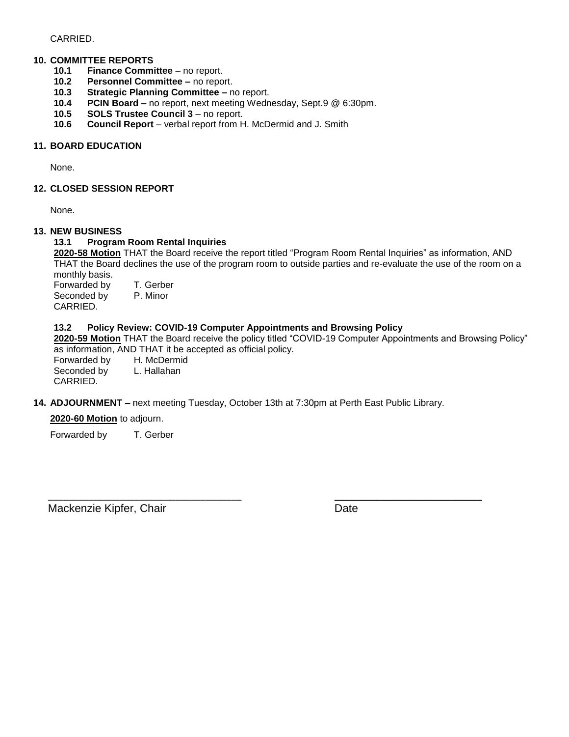CARRIED.

**10. COMMITTEE REPORTS**

- **10.1 Finance Committee** – no report.
- **10.2 Personnel Committee –** no report.
- **10.3 Strategic Planning Committee –** no report.
- **10.4 PCIN Board –** no report, next meeting Wednesday, Sept.9 @ 6:30pm.
- **10.5 SOLS Trustee Council 3** – no report.
- **10.6 Council Report** – verbal report from H. McDermid and J. Smith

**11. BOARD EDUCATION**

None.

**12. CLOSED SESSION REPORT**

None.

**13. NEW BUSINESS**

**13.1 Program Room Rental Inquiries**

**2020-58 Motion** THAT the Board receive the report titled "Program Room Rental Inquiries" as information, AND THAT the Board declines the use of the program room to outside parties and re-evaluate the use of the room on a monthly basis.

Forwarded by T. Gerber
Seconded by P. Minor
CARRIED.

**13.2 Policy Review: COVID-19 Computer Appointments and Browsing Policy**

**2020-59 Motion** THAT the Board receive the policy titled "COVID-19 Computer Appointments and Browsing Policy" as information, AND THAT it be accepted as official policy.

Forwarded by H. McDermid
Seconded by L. Hallahan
CARRIED.

**14. ADJOURNMENT –** next meeting Tuesday, October 13th at 7:30pm at Perth East Public Library.

**2020-60 Motion** to adjourn.

Forwarded by T. Gerber

\_\_\_\_\_\_\_\_\_\_\_\_\_\_\_\_\_\_\_\_\_\_\_\_\_\_\_\_\_\_\_\_\_\_ \_\_\_\_\_\_\_\_\_\_\_\_\_\_\_\_\_\_\_\_\_\_\_\_\_\_

Mackenzie Kipfer, Chair Date